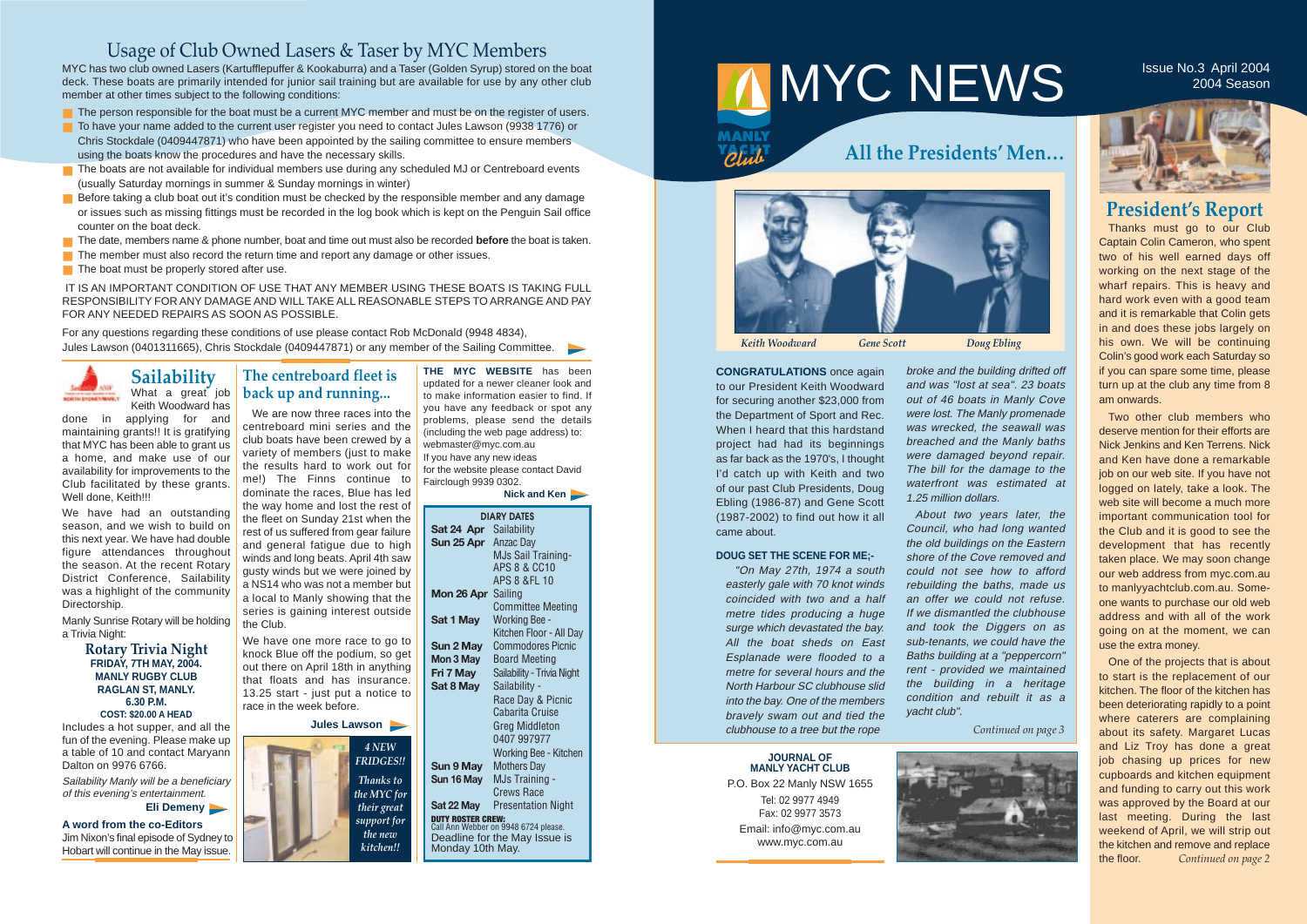# MYC NEWS

Issue No.3 April 2004
2004 Season

## Usage of Club Owned Lasers & Taser by MYC Members

MYC has two club owned Lasers (Kartufflepuffer & Kookaburra) and a Taser (Golden Syrup) stored on the boat deck. These boats are primarily intended for junior sail training but are available for use by any other club member at other times subject to the following conditions:

- The person responsible for the boat must be a current MYC member and must be on the register of users.
- To have your name added to the current user register you need to contact Jules Lawson (9938 1776) or Chris Stockdale (0409447871) who have been appointed by the sailing committee to ensure members using the boats know the procedures and have the necessary skills.
- The boats are not available for individual members use during any scheduled MJ or Centreboard events (usually Saturday mornings in summer & Sunday mornings in winter)
- Before taking a club boat out it's condition must be checked by the responsible member and any damage or issues such as missing fittings must be recorded in the log book which is kept on the Penguin Sail office counter on the boat deck.
- The date, members name & phone number, boat and time out must also be recorded **before** the boat is taken.
- The member must also record the return time and report any damage or other issues.
- The boat must be properly stored after use.

IT IS AN IMPORTANT CONDITION OF USE THAT ANY MEMBER USING THESE BOATS IS TAKING FULL RESPONSIBILITY FOR ANY DAMAGE AND WILL TAKE ALL REASONABLE STEPS TO ARRANGE AND PAY FOR ANY NEEDED REPAIRS AS SOON AS POSSIBLE.

For any questions regarding these conditions of use please contact Rob McDonald (9948 4834), Jules Lawson (0401311665), Chris Stockdale (0409447871) or any member of the Sailing Committee.

## Sailability

What a great job Keith Woodward has done in applying for and maintaining grants!! It is gratifying that MYC has been able to grant us a home, and make use of our availability for improvements to the Club facilitated by these grants. Well done, Keith!!!

We have had an outstanding season, and we wish to build on this next year. We have had double figure attendances throughout the season. At the recent Rotary District Conference, Sailability was a highlight of the community Directorship.

Manly Sunrise Rotary will be holding a Trivia Night:

**Rotary Trivia Night**
**FRIDAY, 7TH MAY, 2004.**
**MANLY RUGBY CLUB**
**RAGLAN ST, MANLY.**
**6.30 P.M.**
**COST: $20.00 A HEAD**

Includes a hot supper, and all the fun of the evening. Please make up a table of 10 and contact Maryann Dalton on 9976 6766.

*Sailability Manly will be a beneficiary of this evening's entertainment.*

**Eli Demeny**

**A word from the co-Editors**
Jim Nixon's final episode of Sydney to Hobart will continue in the May issue.

## The centreboard fleet is back up and running...

We are now three races into the centreboard mini series and the club boats have been crewed by a variety of members (just to make the results hard to work out for me!) The Finns continue to dominate the races, Blue has led the way home and lost the rest of the fleet on Sunday 21st when the rest of us suffered from gear failure and general fatigue due to high winds and long beats. April 4th saw gusty winds but we were joined by a NS14 who was not a member but a local to Manly showing that the series is gaining interest outside the Club.

We have one more race to go to knock Blue off the podium, so get out there on April 18th in anything that floats and has insurance. 13.25 start - just put a notice to race in the week before.

**Jules Lawson**

*4 NEW FRIDGES!! Thanks to the MYC for their great support for the new kitchen!!*

**THE MYC WEBSITE** has been updated for a newer cleaner look and to make information easier to find. If you have any feedback or spot any problems, please send the details (including the web page address) to: webmaster@myc.com.au
If you have any new ideas for the website please contact David Fairclough 9939 0302.

**Nick and Ken**

**DIARY DATES**

| | |
|---|---|
| **Sat 24 Apr** | Sailability |
| **Sun 25 Apr** | Anzac Day |
| | MJs Sail Training- APS 8 & CC10 APS 8 &FL 10 |
| **Mon 26 Apr** | Sailing Committee Meeting |
| **Sat 1 May** | Working Bee - Kitchen Floor - All Day |
| **Sun 2 May** | Commodores Picnic |
| **Mon 3 May** | Board Meeting |
| **Fri 7 May** | Sailability - Trivia Night |
| **Sat 8 May** | Sailability - Race Day & Picnic Cabarita Cruise Greg Middleton 0407 997977 Working Bee - Kitchen |
| **Sun 9 May** | Mothers Day |
| **Sun 16 May** | MJs Training - Crews Race |
| **Sat 22 May** | Presentation Night |

**DUTY ROSTER CREW:** Call Ann Webber on 9948 6724 please.
Deadline for the May Issue is Monday 10th May.

## All the Presidents' Men...

*Keith Woodward* *Gene Scott* *Doug Ebling*

**CONGRATULATIONS** once again to our President Keith Woodward for securing another $23,000 from the Department of Sport and Rec. When I heard that this hardstand project had had its beginnings as far back as the 1970's, I thought I'd catch up with Keith and two of our past Club Presidents, Doug Ebling (1986-87) and Gene Scott (1987-2002) to find out how it all came about.

**DOUG SET THE SCENE FOR ME;-**

*"On May 27th, 1974 a south easterly gale with 70 knot winds coincided with two and a half metre tides producing a huge surge which devastated the bay. All the boat sheds on East Esplanade were flooded to a metre for several hours and the North Harbour SC clubhouse slid into the bay. One of the members bravely swam out and tied the clubhouse to a tree but the rope broke and the building drifted off and was "lost at sea". 23 boats out of 46 boats in Manly Cove were lost. The Manly promenade was wrecked, the seawall was breached and the Manly baths were damaged beyond repair. The bill for the damage to the waterfront was estimated at 1.25 million dollars.*

*About two years later, the Council, who had long wanted the old buildings on the Eastern shore of the Cove removed and could not see how to afford rebuilding the baths, made us an offer we could not refuse. If we dismantled the clubhouse and took the Diggers on as sub-tenants, we could have the Baths building at a "peppercorn" rent - provided we maintained the building in a heritage condition and rebuilt it as a yacht club".*

*Continued on page 3*

**JOURNAL OF MANLY YACHT CLUB**
P.O. Box 22 Manly NSW 1655
Tel: 02 9977 4949
Fax: 02 9977 3573
Email: info@myc.com.au
www.myc.com.au

## President's Report

Thanks must go to our Club Captain Colin Cameron, who spent two of his well earned days off working on the next stage of the wharf repairs. This is heavy and hard work even with a good team and it is remarkable that Colin gets in and does these jobs largely on his own. We will be continuing Colin's good work each Saturday so if you can spare some time, please turn up at the club any time from 8 am onwards.

Two other club members who deserve mention for their efforts are Nick Jenkins and Ken Terrens. Nick and Ken have done a remarkable job on our web site. If you have not logged on lately, take a look. The web site will become a much more important communication tool for the Club and it is good to see the development that has recently taken place. We may soon change our web address from myc.com.au to manlyyachtclub.com.au. Someone wants to purchase our old web address and with all of the work going on at the moment, we can use the extra money.

One of the projects that is about to start is the replacement of our kitchen. The floor of the kitchen has been deteriorating rapidly to a point where caterers are complaining about its safety. Margaret Lucas and Liz Troy has done a great job chasing up prices for new cupboards and kitchen equipment and funding to carry out this work was approved by the Board at our last meeting. During the last weekend of April, we will strip out the kitchen and remove and replace the floor. *Continued on page 2*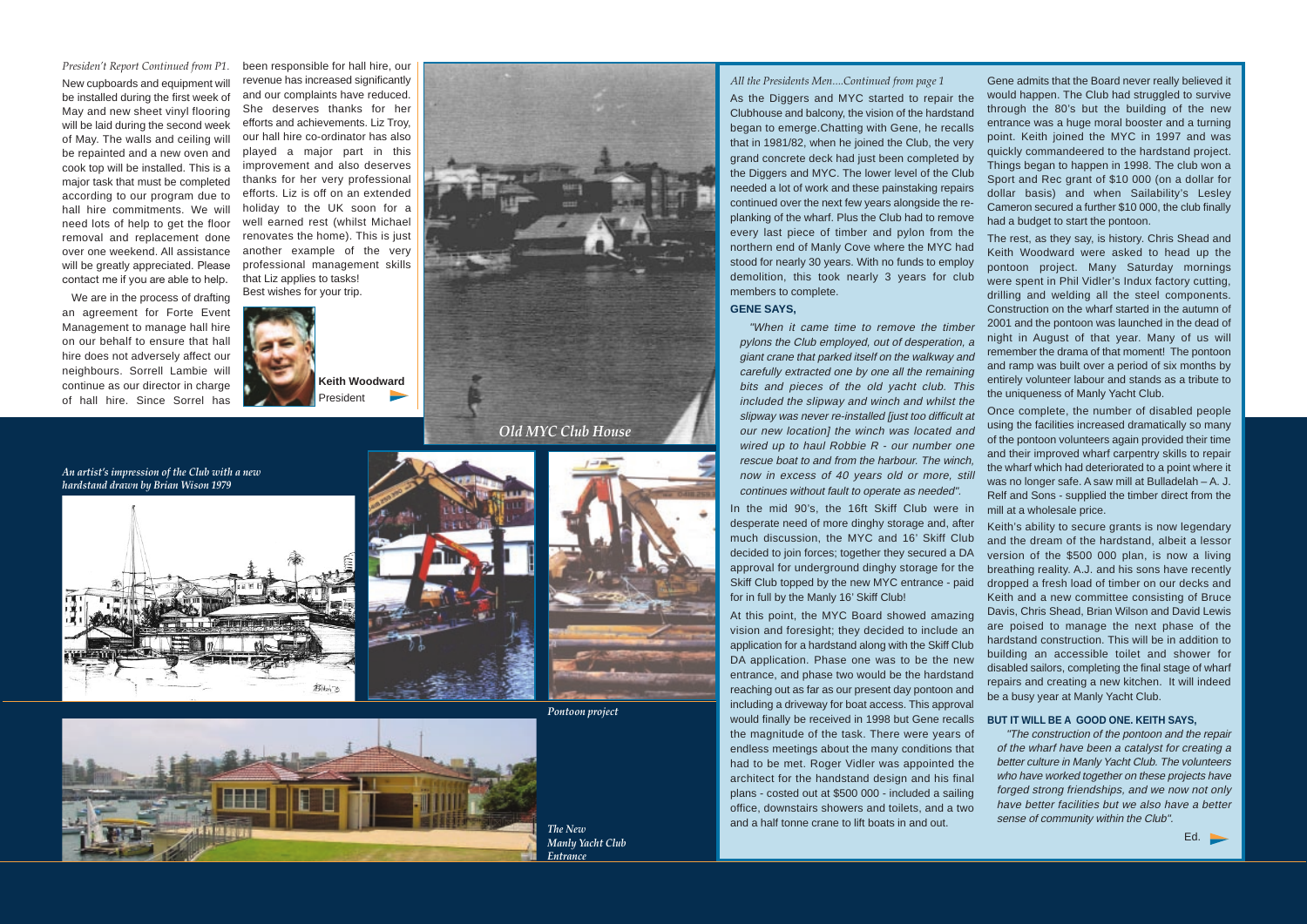*President's Report Continued from P1.*

New cupboards and equipment will be installed during the first week of May and new sheet vinyl flooring will be laid during the second week of May. The walls and ceiling will be repainted and a new oven and cook top will be installed. This is a major task that must be completed according to our program due to hall hire commitments. We will need lots of help to get the floor removal and replacement done over one weekend. All assistance will be greatly appreciated. Please contact me if you are able to help.

We are in the process of drafting an agreement for Forte Event Management to manage hall hire on our behalf to ensure that hall hire does not adversely affect our neighbours. Sorrell Lambie will continue as our director in charge of hall hire. Since Sorrel has been responsible for hall hire, our revenue has increased significantly and our complaints have reduced. She deserves thanks for her efforts and achievements. Liz Troy, our hall hire co-ordinator has also played a major part in this improvement and also deserves thanks for her very professional efforts. Liz is off on an extended holiday to the UK soon for a well earned rest (whilst Michael renovates the home). This is just another example of the very professional management skills that Liz applies to tasks! Best wishes for your trip.

**Keith Woodward**
President

*Old MYC Club House*

*An artist's impression of the Club with a new hardstand drawn by Brian Wison 1979*

*Pontoon project*

*The New Manly Yacht Club Entrance*

*All the Presidents Men....Continued from page 1*

As the Diggers and MYC started to repair the Clubhouse and balcony, the vision of the hardstand began to emerge.Chatting with Gene, he recalls that in 1981/82, when he joined the Club, the very grand concrete deck had just been completed by the Diggers and MYC. The lower level of the Club needed a lot of work and these painstaking repairs continued over the next few years alongside the re-planking of the wharf. Plus the Club had to remove every last piece of timber and pylon from the northern end of Manly Cove where the MYC had stood for nearly 30 years. With no funds to employ demolition, this took nearly 3 years for club members to complete.

**GENE SAYS,**

*"When it came time to remove the timber pylons the Club employed, out of desperation, a giant crane that parked itself on the walkway and carefully extracted one by one all the remaining bits and pieces of the old yacht club. This included the slipway and winch and whilst the slipway was never re-installed [just too difficult at our new location] the winch was located and wired up to haul Robbie R - our number one rescue boat to and from the harbour. The winch, now in excess of 40 years old or more, still continues without fault to operate as needed".*

In the mid 90's, the 16ft Skiff Club were in desperate need of more dinghy storage and, after much discussion, the MYC and 16' Skiff Club decided to join forces; together they secured a DA approval for underground dinghy storage for the Skiff Club topped by the new MYC entrance - paid for in full by the Manly 16' Skiff Club!

At this point, the MYC Board showed amazing vision and foresight; they decided to include an application for a hardstand along with the Skiff Club DA application. Phase one was to be the new entrance, and phase two would be the hardstand reaching out as far as our present day pontoon and including a driveway for boat access. This approval would finally be received in 1998 but Gene recalls the magnitude of the task. There were years of endless meetings about the many conditions that had to be met. Roger Vidler was appointed the architect for the handstand design and his final plans - costed out at $500 000 - included a sailing office, downstairs showers and toilets, and a two and a half tonne crane to lift boats in and out.

Gene admits that the Board never really believed it would happen. The Club had struggled to survive through the 80's but the building of the new entrance was a huge moral booster and a turning point. Keith joined the MYC in 1997 and was quickly commandeered to the hardstand project. Things began to happen in 1998. The club won a Sport and Rec grant of $10 000 (on a dollar for dollar basis) and when Sailability's Lesley Cameron secured a further $10 000, the club finally had a budget to start the pontoon.

The rest, as they say, is history. Chris Shead and Keith Woodward were asked to head up the pontoon project. Many Saturday mornings were spent in Phil Vidler's Indux factory cutting, drilling and welding all the steel components. Construction on the wharf started in the autumn of 2001 and the pontoon was launched in the dead of night in August of that year. Many of us will remember the drama of that moment! The pontoon and ramp was built over a period of six months by entirely volunteer labour and stands as a tribute to the uniqueness of Manly Yacht Club.

Once complete, the number of disabled people using the facilities increased dramatically so many of the pontoon volunteers again provided their time and their improved wharf carpentry skills to repair the wharf which had deteriorated to a point where it was no longer safe. A saw mill at Bulladelah – A. J. Relf and Sons - supplied the timber direct from the mill at a wholesale price.

Keith's ability to secure grants is now legendary and the dream of the hardstand, albeit a lessor version of the $500 000 plan, is now a living breathing reality. A.J. and his sons have recently dropped a fresh load of timber on our decks and Keith and a new committee consisting of Bruce Davis, Chris Shead, Brian Wilson and David Lewis are poised to manage the next phase of the hardstand construction. This will be in addition to building an accessible toilet and shower for disabled sailors, completing the final stage of wharf repairs and creating a new kitchen. It will indeed be a busy year at Manly Yacht Club.

**BUT IT WILL BE A GOOD ONE. KEITH SAYS,**

*"The construction of the pontoon and the repair of the wharf have been a catalyst for creating a better culture in Manly Yacht Club. The volunteers who have worked together on these projects have forged strong friendships, and we now not only have better facilities but we also have a better sense of community within the Club".*

Ed.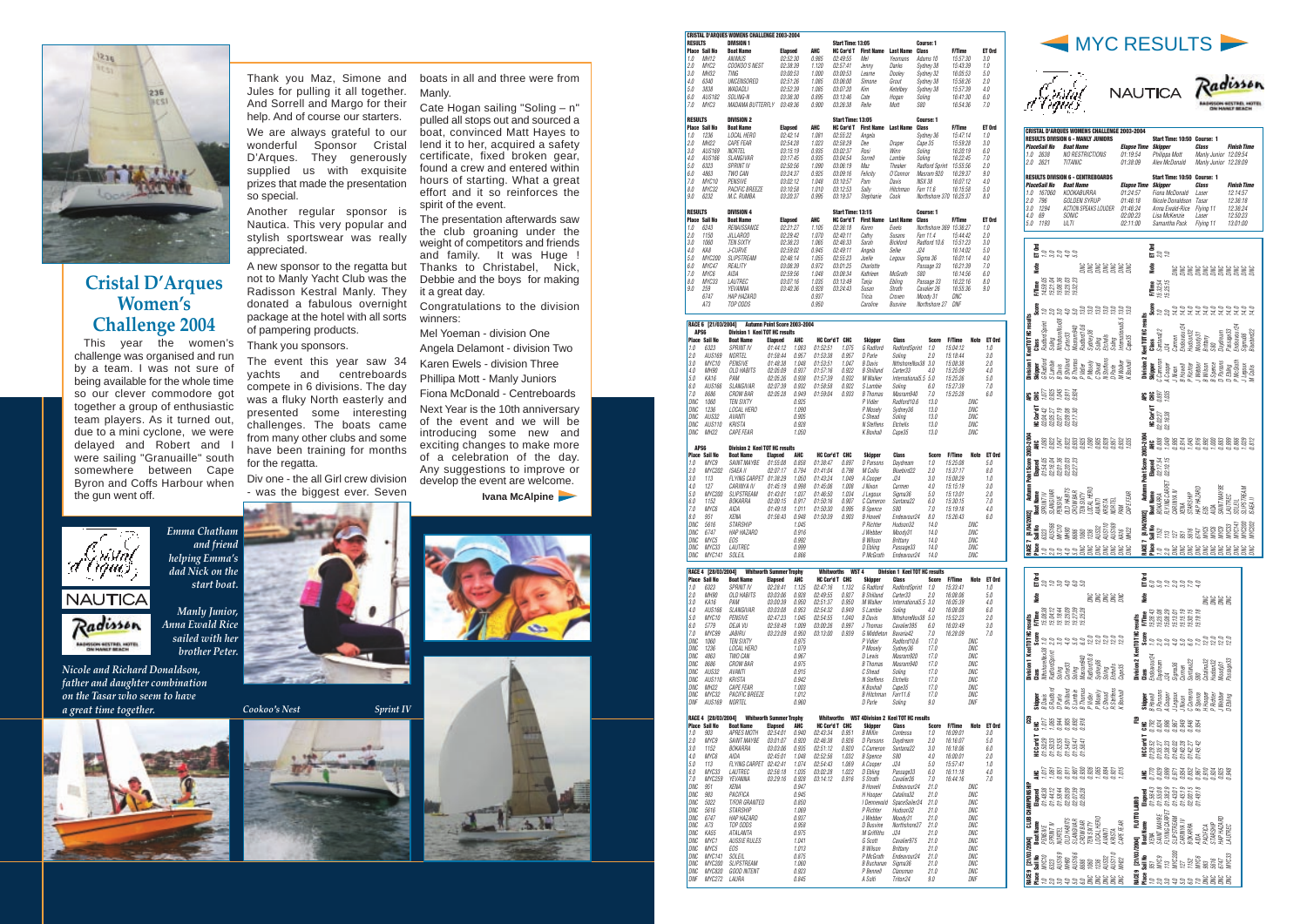# Cristal D'Arques Women's Challenge 2004

This year the women's challenge was organised and run by a team. I was not sure of being available for the whole time so our clever commodore got together a group of enthusiastic team players. As it turned out, due to a mini cyclone, we were delayed and Robert and I were sailing "Granuaille" south somewhere between Cape Byron and Coffs Harbour when the gun went off.

Thank you Maz, Simone and Jules for pulling it all together. And Sorrell and Margo for their help. And of course our starters.

We are always grateful to our wonderful Sponsor Cristal D'Arques. They generously supplied us with exquisite prizes that made the presentation so special.

Another regular sponsor is Nautica. This very popular and stylish sportswear was really appreciated.

A new sponsor to the regatta but not to Manly Yacht Club was the Radisson Kestral Manly. They donated a fabulous overnight package at the hotel with all sorts of pampering products.

Thank you sponsors.

The event this year saw 34 yachts and centreboards compete in 6 divisions. The day was a fluky North easterly and presented some interesting challenges. The boats came from many other clubs and some have been training for months for the regatta.

Div one - the all Girl crew division - was the biggest ever. Seven boats in all and three were from Manly.

Cate Hogan sailing "Soling – n" pulled all stops out and sourced a boat, convinced Matt Hayes to lend it to her, acquired a safety certificate, fixed broken gear, found a crew and entered within hours of starting. What a great effort and it so reinforces the spirit of the event.

The presentation afterwards saw the club groaning under the weight of competitors and friends and family. It was Huge ! Thanks to Christabel, Nick, Debbie and the boys for making it a great day.

Congratulations to the division winners:

Mel Yoeman - division One

Angela Delamont - division Two

Karen Evels - division Three

Phillipa Mott - Manly Juniors

Fiona McDonald - Centreboards

Next Year is the 10th anniversary of the event and we will be introducing some new and exciting changes to make more of a celebration of the day. Any suggestions to improve or develop the event are welcome.

**Ivana McAlpine**

*Emma Chatham and friend helping Emma's dad Nick on the start boat.*

*Manly Junior, Anna Ewald Rice sailed with her brother Peter.*

*Nicole and Richard Donaldson, father and daughter combination on the Tasar who seem to have a great time together.*

*Cookoo's Nest*

*Sprint IV*

## CRISTAL D'ARQUES WOMENS CHALLENGE 2003-2004

**RESULTS — DIVISION 1** — Start Time: 13:05 — Course: 1

| Place | Sail No | Boat Name | Elapsed | AHC | HC Cor'd T | First Name | Last Name | Class | F/Time | ET Ord |
|---|---|---|---|---|---|---|---|---|---|---|
| 1.0 | MH12 | ANIMUS | 02:52:30 | 0.965 | 02:49:55 | Mel | Yeomans | Adams 10 | 15:57:30 | 3.0 |
| 2.0 | MYC2 | COOKOO'S NEST | 02:38:39 | 1.120 | 02:57:41 | Jenny | Danks | Sydney 38 | 15:43:39 | 1.0 |
| 3.0 | MH22 | TING | 03:00:53 | 1.000 | 03:00:53 | Leanne | Dooley | Sydney 32 | 16:05:53 | 5.0 |
| 4.0 | 6340 | UNCENSORED | 02:51:26 | 1.065 | 03:06:00 | Leanne | Grout | Sydney 38 | 15:56:26 | 2.0 |
| 5.0 | 3838 | WADADLI | 02:52:39 | 1.065 | 03:07:20 | Kim | Kelleboy | Sydney 36 | 15:57:39 | 4.0 |
| 6.0 | AUS182 | SOLING-N | 03:36:30 | 0.895 | 03:13:46 | Cate | Hogan | Soling | 16:41:30 | 6.0 |
| 7.0 | MYC3 | MADAMA BUTTERFLY | 03:49:36 | 0.900 | 03:26:38 | Pelle | Mott | S80 | 16:54:36 | 7.0 |

**RESULTS — DIVISION 2** — Start Time: 13:05 — Course: 1

| Place | Sail No | Boat Name | Elapsed | AHC | HC Cor'd T | First Name | Last Name | Class | F/Time | ET Ord |
|---|---|---|---|---|---|---|---|---|---|---|
| 1.0 | 1236 | LOCAL HERO | 02:42:14 | 1.081 | 02:55:22 | Angela | | Sydney 36 | 15:47:14 | 1.0 |
| 2.0 | MH22 | CAPE FEAR | 02:54:28 | 1.023 | 02:58:29 | Dee | Draper | Cape 35 | 15:59:28 | 3.0 |
| 3.0 | AUS169 | NORTEL | 03:15:19 | 0.935 | 03:02:37 | Rosi | Winn | Soling | 16:20:19 | 6.0 |
| 4.0 | AUS168 | SLANGIVAR | 03:17:45 | 0.935 | 03:04:54 | Sorrel | Lambie | Soling | 16:22:45 | 7.0 |
| 5.0 | 6323 | SPRINT IV | 02:50:56 | 1.090 | 03:06:19 | Maz | Thesker | Radford Sprint | 15:55:56 | 2.0 |
| 6.0 | 4863 | TWO CAN | 03:24:37 | 0.925 | 03:09:16 | Felicity | O'Connor | Masram 920 | 16:29:37 | 9.0 |
| 7.0 | MYC10 | PENSIVE | 03:02:12 | 1.049 | 03:10:57 | Pam | Davis | MBX 36 | 16:07:12 | 4.0 |
| 8.0 | MYC32 | PACIFIC BREEZE | 03:10:58 | 1.010 | 03:12:53 | Sally | Hitchman | Farr 11.6 | 16:15:58 | 5.0 |
| 9.0 | 6232 | M.C. RUMBA | 03:28:37 | 0.995 | 03:19:37 | Stephanie | Cook | Northshore 370 | 16:25:37 | 8.0 |

**RESULTS — DIVISION 4** — Start Time: 13:15 — Course: 1

| Place | Sail No | Boat Name | Elapsed | AHC | HC Cor'd T | First Name | Last Name | Class | F/Time | ET Ord |
|---|---|---|---|---|---|---|---|---|---|---|
| 1.0 | 6343 | RENAISSANCE | 02:21:27 | 1.105 | 02:36:16 | Karen | Evelo | Northshore 369 | 15:36:27 | 1.0 |
| 2.0 | 1150 | JILLAROO | 02:29:42 | 1.070 | 02:40:11 | Cathy | Sussans | Farr 11.4 | 15:44:42 | 2.0 |
| 3.0 | 1060 | TEN SIXTY | 02:38:23 | 1.065 | 02:48:33 | Sarah | Bickford | Radford 10.6 | 15:51:23 | 3.0 |
| 4.0 | KA8 | J-CURVE | 02:59:02 | 0.945 | 02:49:11 | Angela | Selle | J24 | 16:14:02 | 5.0 |
| 5.0 | MYC200 | SLIPSTREAM | 02:46:14 | 1.055 | 02:55:23 | Joelle | Legoux | Sigma 36 | 16:01:14 | 4.0 |
| 6.0 | MYC47 | REALITY | 03:06:39 | 0.972 | 03:01:25 | Charlotte | | Passage 33 | 16:21:39 | 7.0 |
| 7.0 | MYC6 | AIDA | 02:59:56 | 1.048 | 03:08:34 | Kathleen | McGrath | S80 | 16:14:56 | 6.0 |
| 8.0 | MYC33 | LAUTREC | 03:07:16 | 1.005 | 03:13:49 | Tanja | Ebling | Passage 33 | 16:22:16 | 8.0 |
| 9.0 | 259 | YEVANNA | 03:40:36 | 0.928 | 03:24:43 | Susan | Strath | Cavalier 26 | 16:55:36 | 9.0 |
| | 6747 | HAP HAZARD | | 0.937 | | Tricia | Craven | Moody 31 | DNC | |
| | A73 | TOP ODDS | | 0.950 | | Caroline | Busvine | Northshore 27 | DNF | |

## RACE 6 [21/03/2004] Autumn Point Score 2003-2004

**APS6 — Division 1 Keel TOT HC results**

| Place | Sail No | Boat Name | Elapsed | AHC | HC Cor'd T | CHC | Skipper | Class | Score | F/Time | Note | ET Ord |
|---|---|---|---|---|---|---|---|---|---|---|---|---|
| 1.0 | 6323 | SPRINT IV | 01:44:12 | 1.083 | 01:52:51 | 1.075 | G Radford | RadfordSprint | 1.0 | 15:04:12 | | 1.0 |
| 2.0 | AUS169 | NORTEL | 01:58:44 | 0.957 | 01:53:38 | 0.957 | D Parle | Soling | 2.0 | 15:18:44 | | 3.0 |
| 3.0 | MYC10 | PENSIVE | 01:48:38 | 1.048 | 01:53:51 | 1.047 | B Davis | Whitehorse38 | 3.0 | 15:08:38 | | 2.0 |
| 4.0 | MH90 | OLD HABITS | 02:05:09 | 0.937 | 01:57:16 | 0.922 | B Shilland | Carter33 | 4.0 | 15:25:09 | | 4.0 |
| 5.0 | KA16 | PAM | 02:05:26 | 0.938 | 01:57:39 | 0.922 | M Walker | International5.5 | 5.0 | 15:25:26 | | 5.0 |
| 6.0 | AUS168 | SLANGIVAR | 02:07:39 | 0.922 | 01:58:58 | 0.922 | S Lambie | Soling | 6.0 | 15:27:39 | | 7.0 |
| 7.0 | 8686 | CROW BAR | 02:05:28 | 0.949 | 01:59:04 | 0.933 | B Thomas | Masram940 | 7.0 | 15:25:28 | | 6.0 |
| DNC | 1060 | TEN SIXTY | | 0.925 | | | P Vidler | Radford10.6 | 13.0 | | DNC | |
| DNC | 1236 | LOCAL HERO | | 1.090 | | | P Mosely | Sydney36 | 13.0 | | DNC | |
| DNC | AUS32 | AVANTI | | 0.905 | | | C Stead | Soling | 13.0 | | DNC | |
| DNC | AUS110 | KRISTA | | 0.928 | | | N Steffens | Etchells | 13.0 | | DNC | |
| DNC | MH22 | CAPE FEAR | | 1.050 | | | K Boxhall | Cape35 | 13.0 | | DNC | |

**APS6 — Division 2 Keel TOT HC results**

| Place | Sail No | Boat Name | Elapsed | AHC | HC Cor'd T | CHC | Skipper | Class | Score | F/Time | Note | ET Ord |
|---|---|---|---|---|---|---|---|---|---|---|---|---|
| 1.0 | MYC9 | SAINT MAYBE | 01:55:08 | 0.858 | 01:38:47 | 0.897 | D Parsons | Daydream | 1.0 | 15:25:08 | | 5.0 |
| 2.0 | MYC202 | ISAEA II | 02:07:17 | 0.794 | 01:41:04 | 0.798 | M Collo | Bluebird22 | 2.0 | 15:37:17 | | 8.0 |
| 3.0 | 113 | FLYING CARPET | 01:38:29 | 1.050 | 01:43:24 | 1.049 | A Cooper | J24 | 3.0 | 15:08:29 | | 1.0 |
| 4.0 | 127 | CARINYA IV | 01:45:19 | 0.998 | 01:45:06 | 1.008 | J Nixon | Carmen | 4.0 | 15:15:19 | | 3.0 |
| 5.0 | MYC200 | SLIPSTREAM | 01:43:01 | 1.037 | 01:46:50 | 1.034 | J Legoux | Sigma36 | 5.0 | 15:13:01 | | 2.0 |
| 6.0 | 1152 | BOKARRA | 02:00:15 | 0.917 | 01:50:16 | 0.907 | C Cameron | Santana22 | 6.0 | 15:30:15 | | 7.0 |
| 7.0 | MYC6 | AIDA | 01:49:16 | 1.011 | 01:50:28 | 0.995 | B Spence | S80 | 7.0 | 15:19:16 | | 4.0 |
| 8.0 | 951 | XENA | 01:56:43 | 0.948 | 01:50:39 | 0.903 | B Howell | Endeavour24 | 8.0 | 15:26:43 | | 6.0 |
| DNC | 5616 | STARSHIP | | 1.045 | | | P Richter | Hudson32 | 14.0 | | DNC | |
| DNC | 6747 | HAP HAZARD | | 0.916 | | | J Webber | Moody31 | 14.0 | | DNC | |
| DNC | MYC5 | EOS | | 0.960 | | | B Wilson | Brittany | 14.0 | | DNC | |
| DNC | MYC33 | LAUTREC | | 0.999 | | | D Ebling | Passage33 | 14.0 | | DNC | |
| DNC | MYC141 | SOLEIL | | 0.866 | | | P McGrath | Endeavour24 | 14.0 | | DNC | |

## RACE 4 [28/03/2004] Whitworth Summer Trophy — Whitworths WST 4 — Division 1 Keel TOT HC results

| Place | Sail No | Boat Name | Elapsed | AHC | HC Cor'd T | CHC | Skipper | Class | Score | F/Time | Note | ET Ord |
|---|---|---|---|---|---|---|---|---|---|---|---|---|
| 1.0 | 6323 | SPRINT IV | 02:28:41 | 1.125 | 02:47:16 | 1.132 | G Radford | RadfordSprint | 1.0 | 15:23:41 | | 3.0 |
| 2.0 | MH90 | OLD HABITS | 03:03:06 | 0.928 | 02:49:55 | 0.927 | B Shilland | Carter33 | 2.0 | 16:08:06 | | 2.0 |
| 3.0 | KA16 | PAM | 03:00:39 | 0.950 | 02:51:37 | 0.950 | M Walker | International5.5 | 3.0 | 16:05:39 | | 4.0 |
| 4.0 | AUS168 | SLANGIVAR | 03:03:08 | 0.953 | 02:54:32 | 0.949 | S Lambie | Soling | 4.0 | 16:08:08 | | 6.0 |
| 5.0 | MYC10 | PENSIVE | 02:47:23 | 1.045 | 02:54:55 | 1.040 | B Davis | Whitehorse38 | 5.0 | 15:52:23 | | 1.0 |
| 6.0 | 5779 | DEJA VU | 02:58:49 | 1.009 | 03:00:28 | 0.997 | J Thomas | Cavalier385 | 6.0 | 16:03:49 | | 3.0 |
| 7.0 | MYC89 | JABIRU | 03:23:09 | 0.950 | 03:13:00 | 0.939 | B Middleton | Bavaria42 | 7.0 | 16:28:09 | | 7.0 |
| DNC | 1060 | TEN SIXTY | | 0.975 | | | P Vidler | Radford10.6 | 17.0 | | DNC | |
| DNC | 1236 | LOCAL HERO | | 1.079 | | | P Mosely | Sydney36 | 17.0 | | DNC | |
| DNC | 4863 | TWO CAN | | 0.967 | | | D Lewis | Masram920 | 17.0 | | DNC | |
| DNC | 8686 | CROW BAR | | 0.975 | | | B Thomas | Masram940 | 17.0 | | DNC | |
| DNC | AUS32 | AVANTI | | 0.915 | | | C Stead | Soling | 17.0 | | DNC | |
| DNC | AUS110 | KRISTA | | 0.942 | | | N Steffens | Etchells | 17.0 | | DNC | |
| DNC | MH22 | CAPE FEAR | | 1.003 | | | K Boxhall | Cape35 | 17.0 | | DNC | |
| DNC | MYC32 | PACIFIC BREEZE | | 1.012 | | | B Hitchman | Farr11.6 | 17.0 | | DNC | |
| DNF | AUS169 | NORTEL | | 0.960 | | | D Parle | Soling | 9.0 | | DNF | |

## RACE 4 [28/03/2004] Whitworth Summer Trophy — Whitworths WST 4 Division 2 Keel TOT HC results

| Place | Sail No | Boat Name | Elapsed | AHC | HC Cor'd T | CHC | Skipper | Class | Score | F/Time | Note | ET Ord |
|---|---|---|---|---|---|---|---|---|---|---|---|---|
| 1.0 | 903 | APRES MOTH | 02:54:01 | 0.940 | 02:43:34 | 0.951 | B Mifflin | Contessa | 1.0 | 16:09:01 | | 3.0 |
| 2.0 | MYC9 | SAINT MAYBE | 03:01:07 | 0.920 | 02:46:38 | 0.926 | D Parsons | Daydream | 2.0 | 16:16:07 | | 5.0 |
| 3.0 | 1152 | BOKARRA | 03:03:06 | 0.905 | 02:51:12 | 0.920 | C Cameron | Santana22 | 3.0 | 16:18:06 | | 6.0 |
| 4.0 | MYC6 | AIDA | 02:45:01 | 1.046 | 02:52:36 | 1.032 | B Spence | S80 | 4.0 | 16:00:01 | | 2.0 |
| 5.0 | 113 | FLYING CARPET | 02:42:41 | 1.074 | 02:54:43 | 1.069 | A Cooper | J24 | 5.0 | 15:57:41 | | 1.0 |
| 6.0 | MYC33 | LAUTREC | 02:56:18 | 1.005 | 03:02:28 | 1.022 | D Ebling | Passage33 | 6.0 | 16:11:18 | | 4.0 |
| 7.0 | MYC259 | YEVANNA | 03:29:16 | 0.929 | 03:14:12 | 0.916 | S Strath | Cavalier26 | 7.0 | 16:44:16 | | 7.0 |
| DNC | 951 | XENA | | 0.947 | | | B Howell | Endeavour24 | 21.0 | | DNC | |
| DNC | 983 | PACIFICA | | 0.945 | | | H Hooper | Catalina32 | 21.0 | | DNC | |
| DNC | 5022 | TIFOR GRANTED | | 0.850 | | | I Demmewald | SpaceSailer24 | 21.0 | | DNC | |
| DNC | 5616 | STARSHIP | | 1.069 | | | P Richter | Hudson32 | 21.0 | | DNC | |
| DNC | 6747 | HAP HAZARD | | 0.937 | | | J Webber | Moody31 | 21.0 | | DNC | |
| DNC | A73 | TOP ODDS | | 0.959 | | | D Busvine | Northshore27 | 21.0 | | DNC | |
| DNC | KA55 | ATALANTA | | 0.975 | | | M Griffiths | J24 | 21.0 | | DNC | |
| DNC | MYC1 | AUSSIE RULES | | 1.041 | | | G Scott | Cavalier975 | 21.0 | | DNC | |
| DNC | MYC5 | EOS | | 1.013 | | | B Wilson | Brittany | 21.0 | | DNC | |
| DNC | MYC141 | SOLEIL | | 0.875 | | | P McGrath | Endeavour24 | 21.0 | | DNC | |
| DNC | MYC200 | SLIPSTREAM | | 1.027 | | | B Buchanan | Sigma36 | 21.0 | | DNC | |
| DNC | MYC320 | GOOD INTENT | | 0.923 | | | P Bennell | Clansman | 21.0 | | DNC | |
| DNF | MYC272 | LAURA | | 0.845 | | | A Sotti | Triton24 | 9.0 | | DNF | |

# MYC RESULTS

## CRISTAL D'ARQUES WOMENS CHALLENGE 2003-2004

**RESULTS DIVISION 6 - MANLY JUNIORS** — Start Time: 10:50 — Course: 1

| Place | Sail No | Boat Name | Elapse Time | Skipper | Class | Finish Time |
|---|---|---|---|---|---|---|
| 1.0 | 2638 | NO RESTRICTIONS | 01:19:54 | Phillippa Mott | Manly Junior | 12:09:54 |
| 2.0 | 2621 | TITANIC | 01:38:09 | Alex McDonald | Manly Junior | 12:28:09 |

**RESULTS DIVISION 6 - CENTREBOARDS** — Start Time: 10:50 — Course: 1

| Place | Sail No | Boat Name | Elapse Time | Skipper | Class | Finish Time |
|---|---|---|---|---|---|---|
| 1.0 | 167060 | KOOKABURRA | 01:24:57 | Fiona McDonald | Laser | 12:14:57 |
| 2.0 | 796 | GOLDEN SYRUP | 01:46:18 | Nicole Donaldson | Tasar | 12:36:18 |
| 3.0 | 1294 | ACTION SPEAKS LOUDER | 01:48:24 | Anna Ewald-Rice | Flying 11 | 12:38:24 |
| 4.0 | 69 | SONIC | 02:00:23 | Lisa McKenzie | Laser | 12:50:23 |
| 5.0 | 1193 | ULTI | 02:11:00 | Samantha Pack | Flying 11 | 13:01:00 |